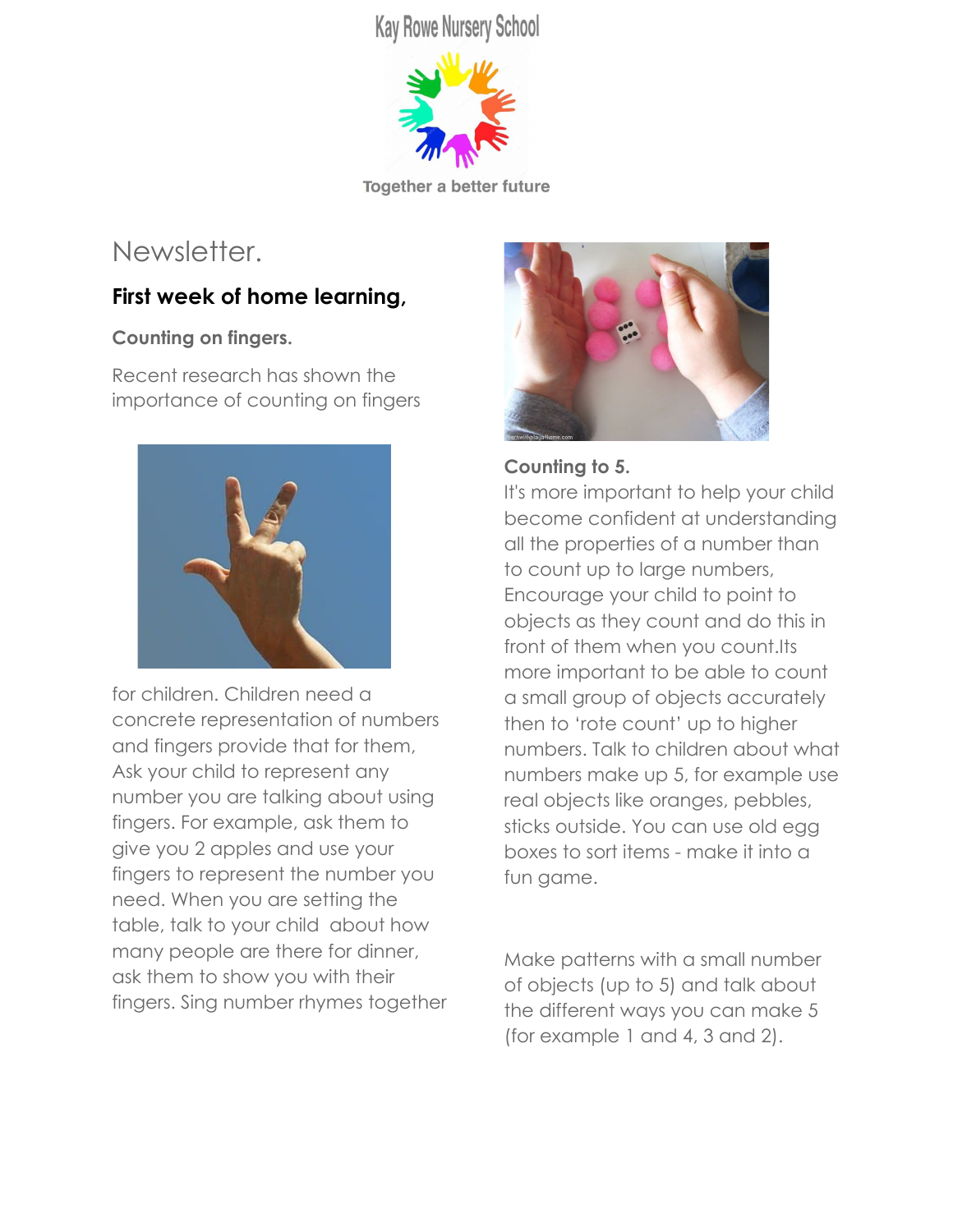Kay Rowe Nursery School

Together a better future

# Newsletter.

## First week of home learning,

### Counting on fingers.

Recent research has shown the importance of counting on fingers for children. Children need a concrete representation of numbers and fingers provide that for them, Ask your child to represent any number you are talking about using fingers. For example, ask them to give you 2 apples and use your fingers to represent the number you need. When you are setting the table, talk to your child about how many people are there for dinner, ask them to show you with their fingers. Sing number rhymes together

### Counting to 5.

It's more important to help your child become confident at understanding all the properties of a number than to count up to large numbers, Encourage your child to point to objects as they count and do this in front of them when you count.Its more important to be able to count a small group of objects accurately then to 'rote count' up to higher numbers. Talk to children about what numbers make up 5, for example use real objects like oranges, pebbles, sticks outside. You can use old egg boxes to sort items - make it into a fun game.

Make patterns with a small number of objects (up to 5) and talk about the different ways you can make 5 (for example 1 and 4, 3 and 2).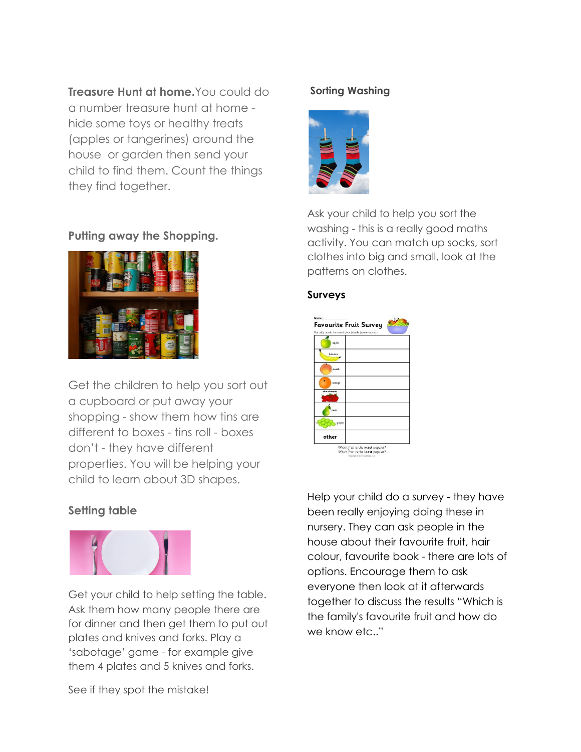**Treasure Hunt at home.** You could do a number treasure hunt at home - hide some toys or healthy treats (apples or tangerines) around the house or garden then send your child to find them. Count the things they find together.

### Putting away the Shopping.

Get the children to help you sort out a cupboard or put away your shopping - show them how tins are different to boxes - tins roll - boxes don't - they have different properties. You will be helping your child to learn about 3D shapes.

### Setting table

Get your child to help setting the table. Ask them how many people there are for dinner and then get them to put out plates and knives and forks. Play a 'sabotage' game - for example give them 4 plates and 5 knives and forks.

See if they spot the mistake!

### Sorting Washing

Ask your child to help you sort the washing - this is a really good maths activity. You can match up socks, sort clothes into big and small, look at the patterns on clothes.

### Surveys

Help your child do a survey - they have been really enjoying doing these in nursery. They can ask people in the house about their favourite fruit, hair colour, favourite book - there are lots of options. Encourage them to ask everyone then look at it afterwards together to discuss the results "Which is the family's favourite fruit and how do we know etc.."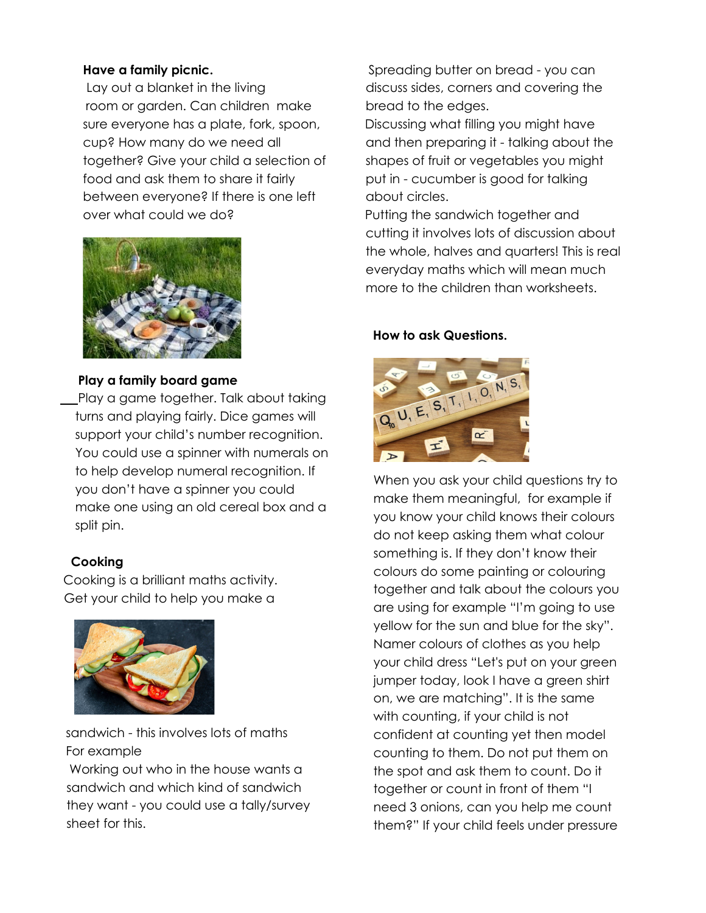**Have a family picnic.**

Lay out a blanket in the living room or garden. Can children make sure everyone has a plate, fork, spoon, cup? How many do we need all together? Give your child a selection of food and ask them to share it fairly between everyone? If there is one left over what could we do?

**Play a family board game**

Play a game together. Talk about taking turns and playing fairly. Dice games will support your child's number recognition. You could use a spinner with numerals on to help develop numeral recognition. If you don't have a spinner you could make one using an old cereal box and a split pin.

**Cooking**

Cooking is a brilliant maths activity. Get your child to help you make a sandwich - this involves lots of maths

For example

Working out who in the house wants a sandwich and which kind of sandwich they want - you could use a tally/survey sheet for this.

Spreading butter on bread - you can discuss sides, corners and covering the bread to the edges.

Discussing what filling you might have and then preparing it - talking about the shapes of fruit or vegetables you might put in - cucumber is good for talking about circles.

Putting the sandwich together and cutting it involves lots of discussion about the whole, halves and quarters! This is real everyday maths which will mean much more to the children than worksheets.

**How to ask Questions.**

When you ask your child questions try to make them meaningful, for example if you know your child knows their colours do not keep asking them what colour something is. If they don't know their colours do some painting or colouring together and talk about the colours you are using for example "I'm going to use yellow for the sun and blue for the sky". Namer colours of clothes as you help your child dress "Let's put on your green jumper today, look I have a green shirt on, we are matching". It is the same with counting, if your child is not confident at counting yet then model counting to them. Do not put them on the spot and ask them to count. Do it together or count in front of them "I need 3 onions, can you help me count them?" If your child feels under pressure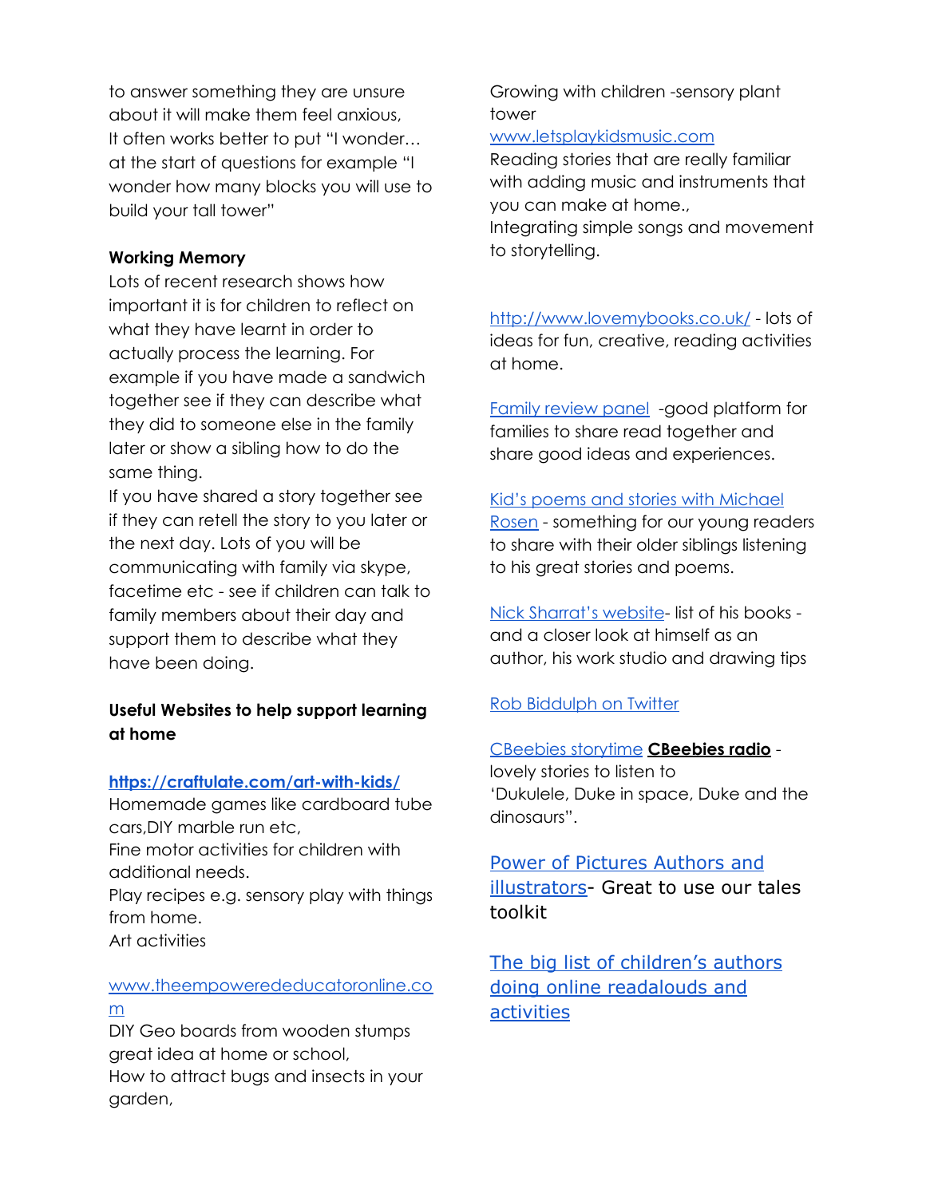to answer something they are unsure about it will make them feel anxious, It often works better to put "I wonder… at the start of questions for example "I wonder how many blocks you will use to build your tall tower"

**Working Memory**

Lots of recent research shows how important it is for children to reflect on what they have learnt in order to actually process the learning. For example if you have made a sandwich together see if they can describe what they did to someone else in the family later or show a sibling how to do the same thing.

If you have shared a story together see if they can retell the story to you later or the next day. Lots of you will be communicating with family via skype, facetime etc - see if children can talk to family members about their day and support them to describe what they have been doing.

**Useful Websites to help support learning at home**

**https://craftulate.com/art-with-kids/**

Homemade games like cardboard tube cars,DIY marble run etc,

Fine motor activities for children with additional needs.

Play recipes e.g. sensory play with things from home.

Art activities

www.theempowerededucatoronline.com

DIY Geo boards from wooden stumps great idea at home or school,

How to attract bugs and insects in your garden,

Growing with children -sensory plant tower

www.letsplaykidsmusic.com

Reading stories that are really familiar with adding music and instruments that you can make at home.,

Integrating simple songs and movement to storytelling.

http://www.lovemybooks.co.uk/ - lots of ideas for fun, creative, reading activities at home.

Family review panel -good platform for families to share read together and share good ideas and experiences.

Kid's poems and stories with Michael Rosen - something for our young readers to share with their older siblings listening to his great stories and poems.

Nick Sharrat's website- list of his books - and a closer look at himself as an author, his work studio and drawing tips

Rob Biddulph on Twitter

CBeebies storytime **CBeebies radio** - lovely stories to listen to 'Dukulele, Duke in space, Duke and the dinosaurs".

Power of Pictures Authors and illustrators- Great to use our tales toolkit

The big list of children's authors doing online readalouds and activities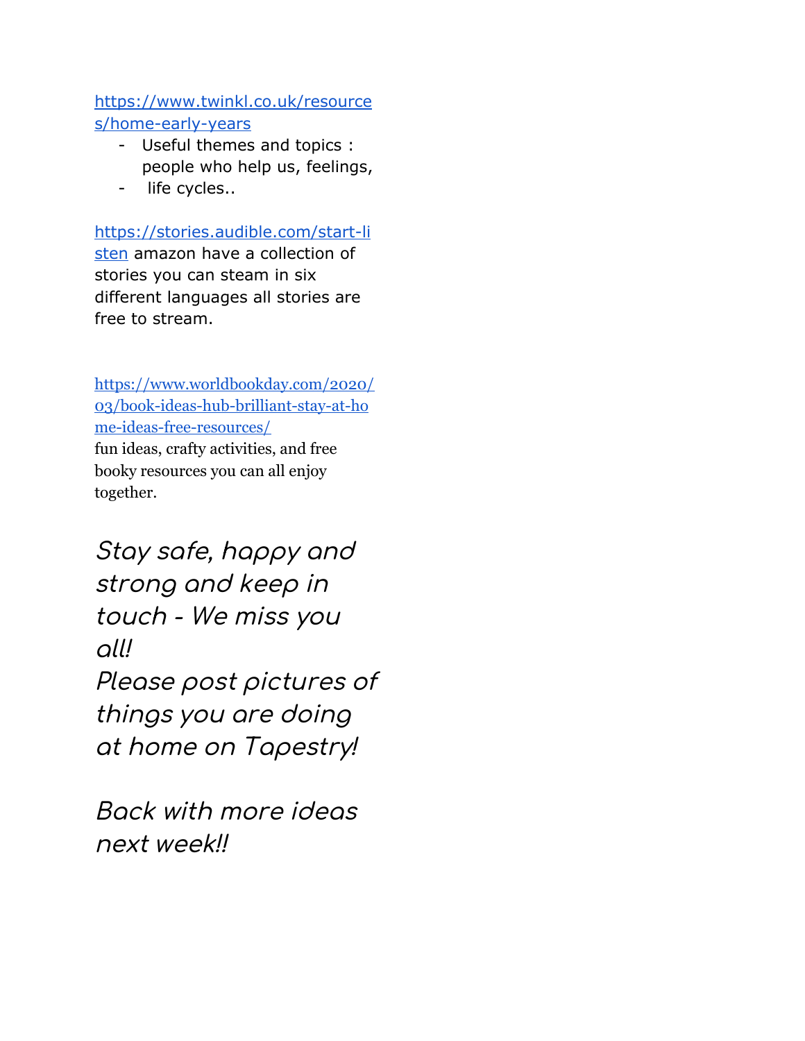https://www.twinkl.co.uk/resources/home-early-years

- Useful themes and topics : people who help us, feelings,
- life cycles..

https://stories.audible.com/start-listen amazon have a collection of stories you can steam in six different languages all stories are free to stream.

https://www.worldbookday.com/2020/03/book-ideas-hub-brilliant-stay-at-home-ideas-free-resources/
fun ideas, crafty activities, and free booky resources you can all enjoy together.

*Stay safe, happy and strong and keep in touch - We miss you all!*
*Please post pictures of things you are doing at home on Tapestry!*

*Back with more ideas next week!!*